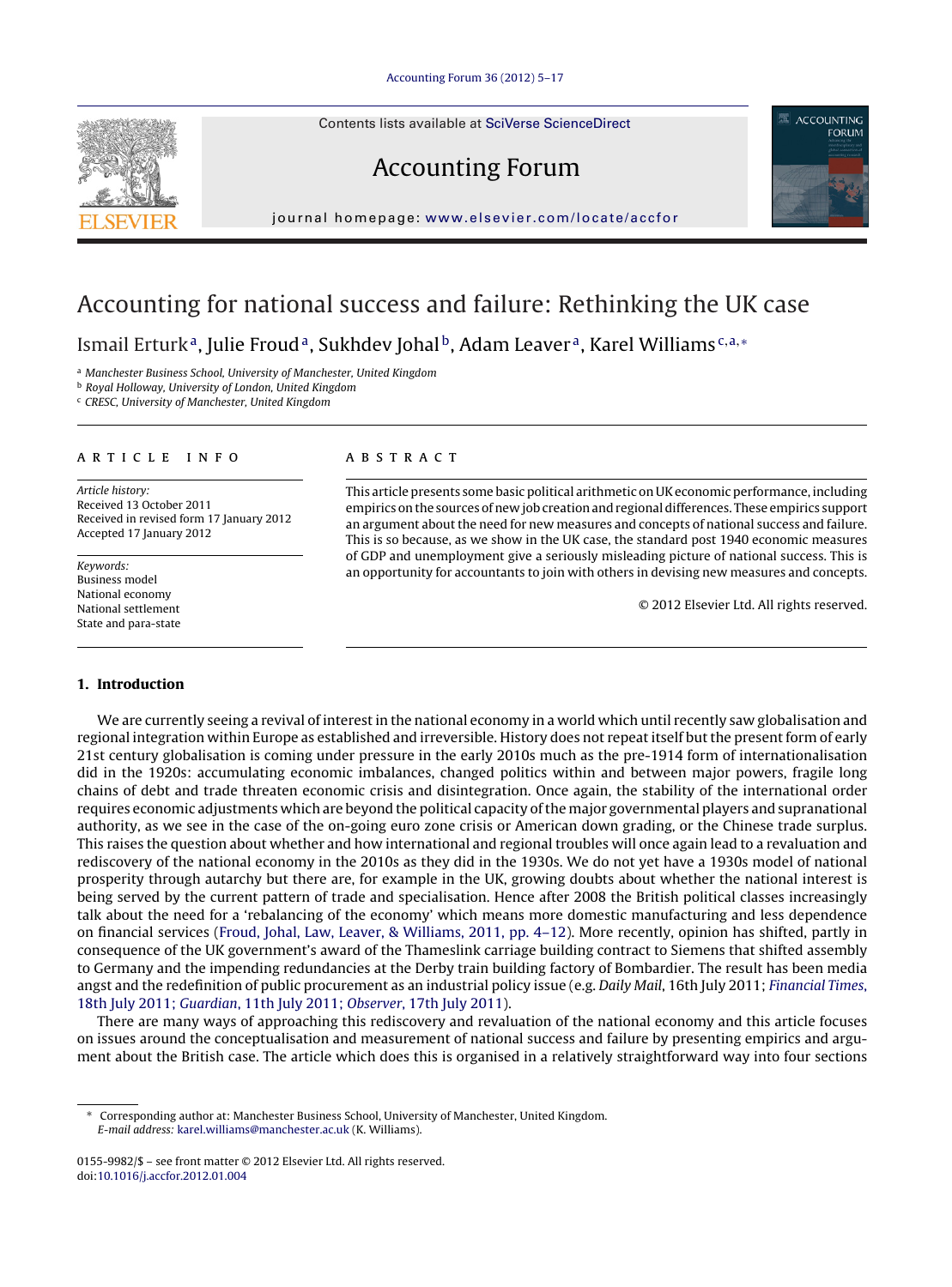Contents lists available at SciVerse ScienceDirect

# Accounting Forum

journal homepage: www.elsevier.com/locate/accfor

# Accounting for national success and failure: Rethinking the UK case

Ismail Erturk[a], Julie Froud[a], Sukhdev Johal[b], Adam Leaver[a], Karel Williams[c,a,*]

[a] Manchester Business School, University of Manchester, United Kingdom
[b] Royal Holloway, University of London, United Kingdom
[c] CRESC, University of Manchester, United Kingdom

**ARTICLE INFO**

*Article history:*
Received 13 October 2011
Received in revised form 17 January 2012
Accepted 17 January 2012

*Keywords:*
Business model
National economy
National settlement
State and para-state

**ABSTRACT**

This article presents some basic political arithmetic on UK economic performance, including empirics on the sources of new job creation and regional differences. These empirics support an argument about the need for new measures and concepts of national success and failure. This is so because, as we show in the UK case, the standard post 1940 economic measures of GDP and unemployment give a seriously misleading picture of national success. This is an opportunity for accountants to join with others in devising new measures and concepts.

© 2012 Elsevier Ltd. All rights reserved.

## 1. Introduction

We are currently seeing a revival of interest in the national economy in a world which until recently saw globalisation and regional integration within Europe as established and irreversible. History does not repeat itself but the present form of early 21st century globalisation is coming under pressure in the early 2010s much as the pre-1914 form of internationalisation did in the 1920s: accumulating economic imbalances, changed politics within and between major powers, fragile long chains of debt and trade threaten economic crisis and disintegration. Once again, the stability of the international order requires economic adjustments which are beyond the political capacity of the major governmental players and supranational authority, as we see in the case of the on-going euro zone crisis or American down grading, or the Chinese trade surplus. This raises the question about whether and how international and regional troubles will once again lead to a revaluation and rediscovery of the national economy in the 2010s as they did in the 1930s. We do not yet have a 1930s model of national prosperity through autarchy but there are, for example in the UK, growing doubts about whether the national interest is being served by the current pattern of trade and specialisation. Hence after 2008 the British political classes increasingly talk about the need for a 'rebalancing of the economy' which means more domestic manufacturing and less dependence on financial services (Froud, Johal, Law, Leaver, & Williams, 2011, pp. 4–12). More recently, opinion has shifted, partly in consequence of the UK government's award of the Thameslink carriage building contract to Siemens that shifted assembly to Germany and the impending redundancies at the Derby train building factory of Bombardier. The result has been media angst and the redefinition of public procurement as an industrial policy issue (e.g. *Daily Mail*, 16th July 2011; *Financial Times*, 18th July 2011; *Guardian*, 11th July 2011; *Observer*, 17th July 2011).

There are many ways of approaching this rediscovery and revaluation of the national economy and this article focuses on issues around the conceptualisation and measurement of national success and failure by presenting empirics and argument about the British case. The article which does this is organised in a relatively straightforward way into four sections

\* Corresponding author at: Manchester Business School, University of Manchester, United Kingdom.
*E-mail address:* karel.williams@manchester.ac.uk (K. Williams).

0155-9982/$ – see front matter © 2012 Elsevier Ltd. All rights reserved.
doi:10.1016/j.accfor.2012.01.004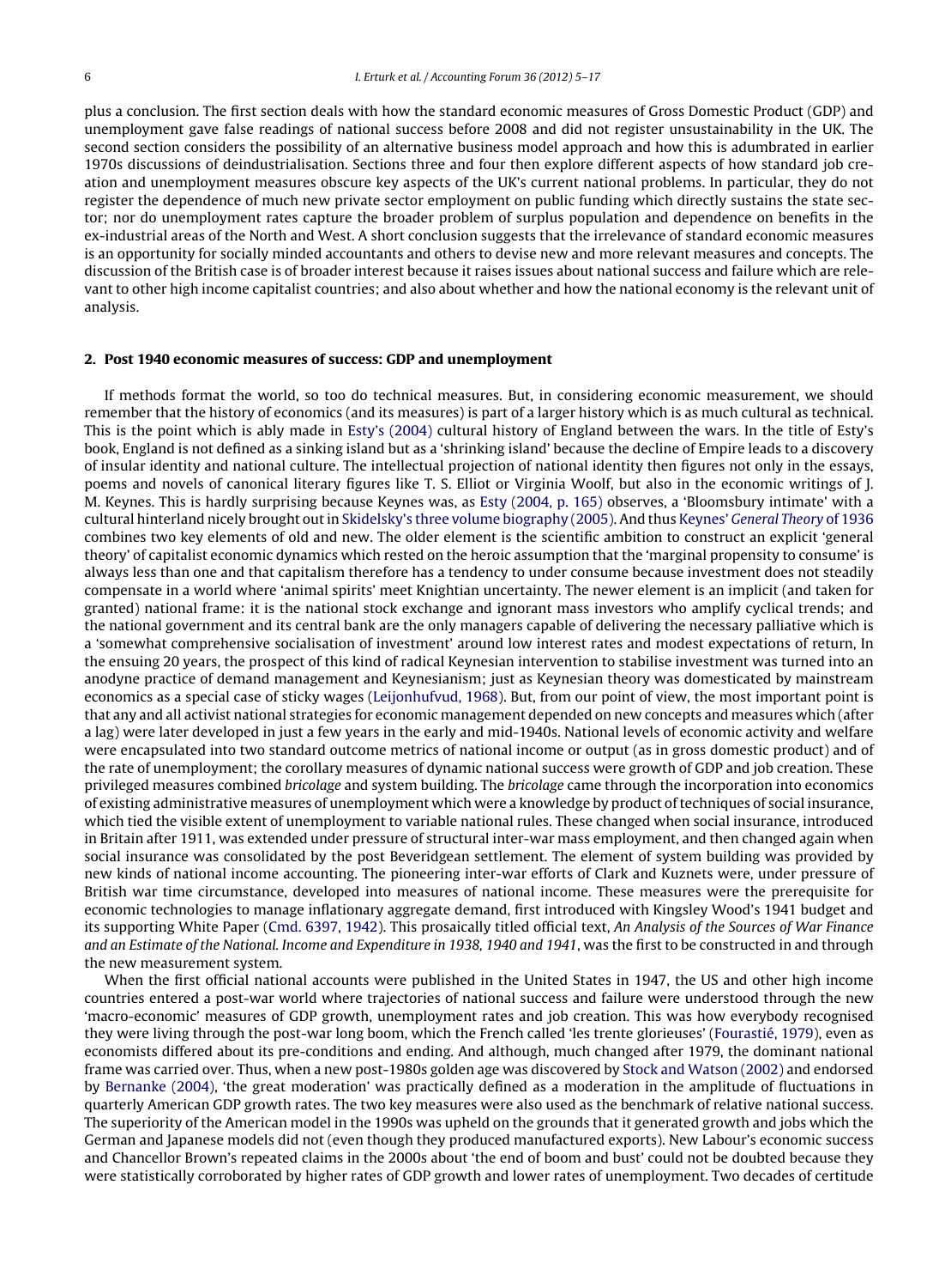plus a conclusion. The first section deals with how the standard economic measures of Gross Domestic Product (GDP) and unemployment gave false readings of national success before 2008 and did not register unsustainability in the UK. The second section considers the possibility of an alternative business model approach and how this is adumbrated in earlier 1970s discussions of deindustrialisation. Sections three and four then explore different aspects of how standard job creation and unemployment measures obscure key aspects of the UK's current national problems. In particular, they do not register the dependence of much new private sector employment on public funding which directly sustains the state sector; nor do unemployment rates capture the broader problem of surplus population and dependence on benefits in the ex-industrial areas of the North and West. A short conclusion suggests that the irrelevance of standard economic measures is an opportunity for socially minded accountants and others to devise new and more relevant measures and concepts. The discussion of the British case is of broader interest because it raises issues about national success and failure which are relevant to other high income capitalist countries; and also about whether and how the national economy is the relevant unit of analysis.

## 2. Post 1940 economic measures of success: GDP and unemployment

If methods format the world, so too do technical measures. But, in considering economic measurement, we should remember that the history of economics (and its measures) is part of a larger history which is as much cultural as technical. This is the point which is ably made in Esty's (2004) cultural history of England between the wars. In the title of Esty's book, England is not defined as a sinking island but as a 'shrinking island' because the decline of Empire leads to a discovery of insular identity and national culture. The intellectual projection of national identity then figures not only in the essays, poems and novels of canonical literary figures like T. S. Elliot or Virginia Woolf, but also in the economic writings of J. M. Keynes. This is hardly surprising because Keynes was, as Esty (2004, p. 165) observes, a 'Bloomsbury intimate' with a cultural hinterland nicely brought out in Skidelsky's three volume biography (2005). And thus Keynes' *General Theory* of 1936 combines two key elements of old and new. The older element is the scientific ambition to construct an explicit 'general theory' of capitalist economic dynamics which rested on the heroic assumption that the 'marginal propensity to consume' is always less than one and that capitalism therefore has a tendency to under consume because investment does not steadily compensate in a world where 'animal spirits' meet Knightian uncertainty. The newer element is an implicit (and taken for granted) national frame: it is the national stock exchange and ignorant mass investors who amplify cyclical trends; and the national government and its central bank are the only managers capable of delivering the necessary palliative which is a 'somewhat comprehensive socialisation of investment' around low interest rates and modest expectations of return, In the ensuing 20 years, the prospect of this kind of radical Keynesian intervention to stabilise investment was turned into an anodyne practice of demand management and Keynesianism; just as Keynesian theory was domesticated by mainstream economics as a special case of sticky wages (Leijonhufvud, 1968). But, from our point of view, the most important point is that any and all activist national strategies for economic management depended on new concepts and measures which (after a lag) were later developed in just a few years in the early and mid-1940s. National levels of economic activity and welfare were encapsulated into two standard outcome metrics of national income or output (as in gross domestic product) and of the rate of unemployment; the corollary measures of dynamic national success were growth of GDP and job creation. These privileged measures combined *bricolage* and system building. The *bricolage* came through the incorporation into economics of existing administrative measures of unemployment which were a knowledge by product of techniques of social insurance, which tied the visible extent of unemployment to variable national rules. These changed when social insurance, introduced in Britain after 1911, was extended under pressure of structural inter-war mass employment, and then changed again when social insurance was consolidated by the post Beveridgean settlement. The element of system building was provided by new kinds of national income accounting. The pioneering inter-war efforts of Clark and Kuznets were, under pressure of British war time circumstance, developed into measures of national income. These measures were the prerequisite for economic technologies to manage inflationary aggregate demand, first introduced with Kingsley Wood's 1941 budget and its supporting White Paper (Cmd. 6397, 1942). This prosaically titled official text, *An Analysis of the Sources of War Finance and an Estimate of the National. Income and Expenditure in 1938, 1940 and 1941*, was the first to be constructed in and through the new measurement system.

When the first official national accounts were published in the United States in 1947, the US and other high income countries entered a post-war world where trajectories of national success and failure were understood through the new 'macro-economic' measures of GDP growth, unemployment rates and job creation. This was how everybody recognised they were living through the post-war long boom, which the French called 'les trente glorieuses' (Fourastié, 1979), even as economists differed about its pre-conditions and ending. And although, much changed after 1979, the dominant national frame was carried over. Thus, when a new post-1980s golden age was discovered by Stock and Watson (2002) and endorsed by Bernanke (2004), 'the great moderation' was practically defined as a moderation in the amplitude of fluctuations in quarterly American GDP growth rates. The two key measures were also used as the benchmark of relative national success. The superiority of the American model in the 1990s was upheld on the grounds that it generated growth and jobs which the German and Japanese models did not (even though they produced manufactured exports). New Labour's economic success and Chancellor Brown's repeated claims in the 2000s about 'the end of boom and bust' could not be doubted because they were statistically corroborated by higher rates of GDP growth and lower rates of unemployment. Two decades of certitude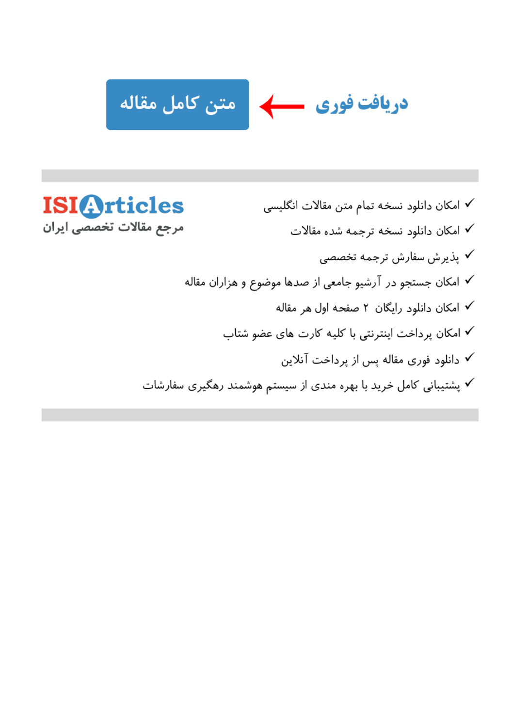**دریافت فوری ← متن کامل مقاله**

**ISIArticles**

**مرجع مقالات تخصصی ایران**

- ✓ امکان دانلود نسخه تمام متن مقالات انگلیسی
- ✓ امکان دانلود نسخه ترجمه شده مقالات
- ✓ پذیرش سفارش ترجمه تخصصی
- ✓ امکان جستجو در آرشیو جامعی از صدها موضوع و هزاران مقاله
- ✓ امکان دانلود رایگان ۲ صفحه اول هر مقاله
- ✓ امکان پرداخت اینترنتی با کلیه کارت های عضو شتاب
- ✓ دانلود فوری مقاله پس از پرداخت آنلاین
- ✓ پشتیبانی کامل خرید با بهره مندی از سیستم هوشمند رهگیری سفارشات